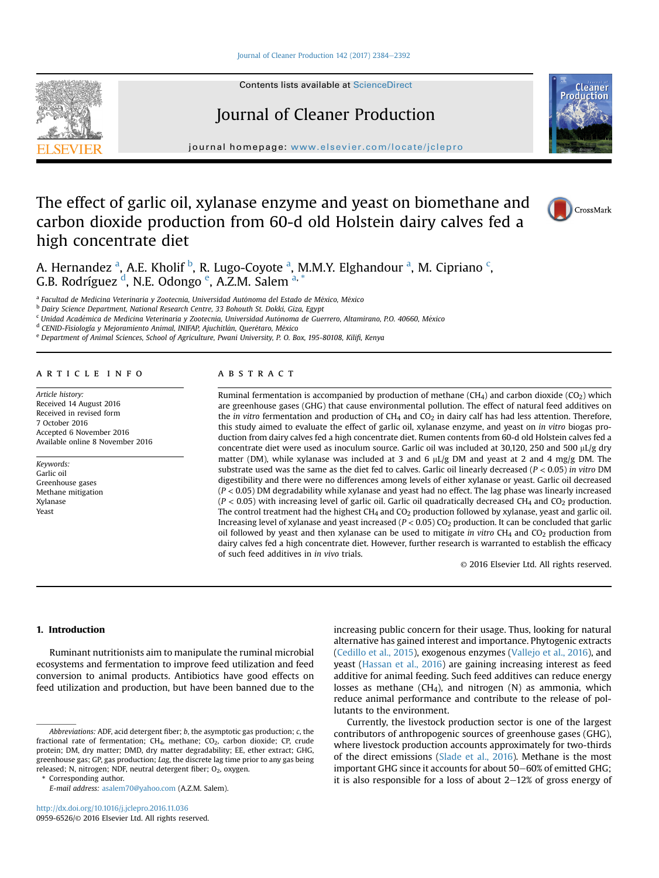# The effect of garlic oil, xylanase enzyme and yeast on biomethane and carbon dioxide production from 60-d old Holstein dairy calves fed a high concentrate diet

A. Hernandez [a], A.E. Kholif [b], R. Lugo-Coyote [a], M.M.Y. Elghandour [a], M. Cipriano [c], G.B. Rodríguez [d], N.E. Odongo [e], A.Z.M. Salem [a, *]

[a] Facultad de Medicina Veterinaria y Zootecnia, Universidad Autónoma del Estado de México, México

[b] Dairy Science Department, National Research Centre, 33 Bohouth St. Dokki, Giza, Egypt

[c] Unidad Académica de Medicina Veterinaria y Zootecnia, Universidad Autónoma de Guerrero, Altamirano, P.O. 40660, México

[d] CENID-Fisiología y Mejoramiento Animal, INIFAP, Ajuchitlán, Querétaro, México

[e] Department of Animal Sciences, School of Agriculture, Pwani University, P. O. Box, 195-80108, Kilifi, Kenya

## ARTICLE INFO

*Article history:*
Received 14 August 2016
Received in revised form
7 October 2016
Accepted 6 November 2016
Available online 8 November 2016

*Keywords:*
Garlic oil
Greenhouse gases
Methane mitigation
Xylanase
Yeast

## ABSTRACT

Ruminal fermentation is accompanied by production of methane ($CH_4$) and carbon dioxide ($CO_2$) which are greenhouse gases (GHG) that cause environmental pollution. The effect of natural feed additives on the *in vitro* fermentation and production of $CH_4$ and $CO_2$ in dairy calf has had less attention. Therefore, this study aimed to evaluate the effect of garlic oil, xylanase enzyme, and yeast on *in vitro* biogas production from dairy calves fed a high concentrate diet. Rumen contents from 60-d old Holstein calves fed a concentrate diet were used as inoculum source. Garlic oil was included at 30,120, 250 and 500 μL/g dry matter (DM), while xylanase was included at 3 and 6 μL/g DM and yeast at 2 and 4 mg/g DM. The substrate used was the same as the diet fed to calves. Garlic oil linearly decreased ($P < 0.05$) *in vitro* DM digestibility and there were no differences among levels of either xylanase or yeast. Garlic oil decreased ($P < 0.05$) DM degradability while xylanase and yeast had no effect. The lag phase was linearly increased ($P < 0.05$) with increasing level of garlic oil. Garlic oil quadratically decreased $CH_4$ and $CO_2$ production. The control treatment had the highest $CH_4$ and $CO_2$ production followed by xylanase, yeast and garlic oil. Increasing level of xylanase and yeast increased ($P < 0.05$) $CO_2$ production. It can be concluded that garlic oil followed by yeast and then xylanase can be used to mitigate *in vitro* $CH_4$ and $CO_2$ production from dairy calves fed a high concentrate diet. However, further research is warranted to establish the efficacy of such feed additives in *in vivo* trials.

© 2016 Elsevier Ltd. All rights reserved.

## 1. Introduction

Ruminant nutritionists aim to manipulate the ruminal microbial ecosystems and fermentation to improve feed utilization and feed conversion to animal products. Antibiotics have good effects on feed utilization and production, but have been banned due to the increasing public concern for their usage. Thus, looking for natural alternative has gained interest and importance. Phytogenic extracts (Cedillo et al., 2015), exogenous enzymes (Vallejo et al., 2016), and yeast (Hassan et al., 2016) are gaining increasing interest as feed additive for animal feeding. Such feed additives can reduce energy losses as methane ($CH_4$), and nitrogen (N) as ammonia, which reduce animal performance and contribute to the release of pollutants to the environment.

Currently, the livestock production sector is one of the largest contributors of anthropogenic sources of greenhouse gases (GHG), where livestock production accounts approximately for two-thirds of the direct emissions (Slade et al., 2016). Methane is the most important GHG since it accounts for about 50–60% of emitted GHG; it is also responsible for a loss of about 2–12% of gross energy of

---

*Abbreviations:* ADF, acid detergent fiber; *b*, the asymptotic gas production; *c*, the fractional rate of fermentation; $CH_4$, methane; $CO_2$, carbon dioxide; CP, crude protein; DM, dry matter; DMD, dry matter degradability; EE, ether extract; GHG, greenhouse gas; GP, gas production; *Lag*, the discrete lag time prior to any gas being released; N, nitrogen; NDF, neutral detergent fiber; $O_2$, oxygen.

\* Corresponding author.
*E-mail address:* asalem70@yahoo.com (A.Z.M. Salem).

http://dx.doi.org/10.1016/j.jclepro.2016.11.036
0959-6526/© 2016 Elsevier Ltd. All rights reserved.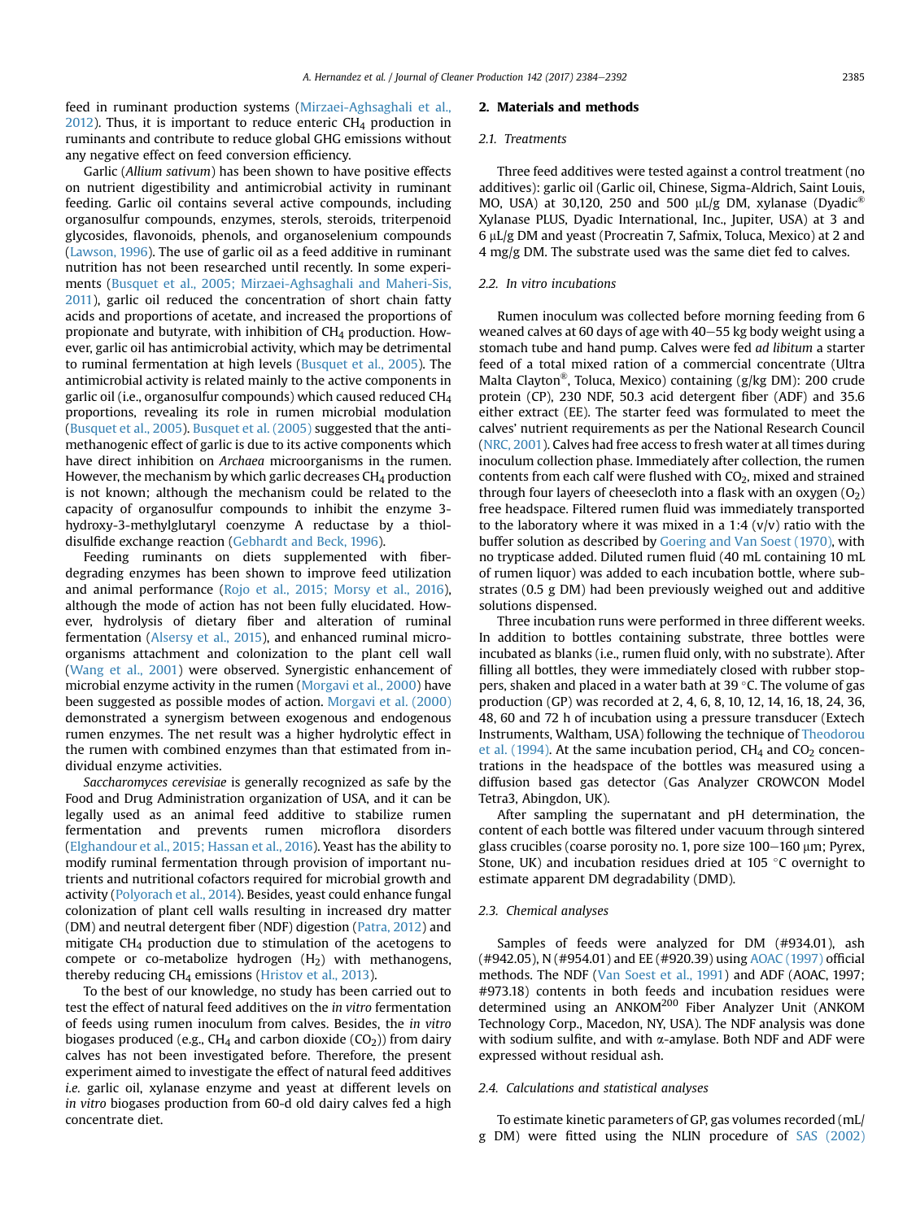feed in ruminant production systems (Mirzaei-Aghsaghali et al., 2012). Thus, it is important to reduce enteric $CH_4$ production in ruminants and contribute to reduce global GHG emissions without any negative effect on feed conversion efficiency.

Garlic (*Allium sativum*) has been shown to have positive effects on nutrient digestibility and antimicrobial activity in ruminant feeding. Garlic oil contains several active compounds, including organosulfur compounds, enzymes, sterols, steroids, triterpenoid glycosides, flavonoids, phenols, and organoselenium compounds (Lawson, 1996). The use of garlic oil as a feed additive in ruminant nutrition has not been researched until recently. In some experiments (Busquet et al., 2005; Mirzaei-Aghsaghali and Maheri-Sis, 2011), garlic oil reduced the concentration of short chain fatty acids and proportions of acetate, and increased the proportions of propionate and butyrate, with inhibition of $CH_4$ production. However, garlic oil has antimicrobial activity, which may be detrimental to ruminal fermentation at high levels (Busquet et al., 2005). The antimicrobial activity is related mainly to the active components in garlic oil (i.e., organosulfur compounds) which caused reduced $CH_4$ proportions, revealing its role in rumen microbial modulation (Busquet et al., 2005). Busquet et al. (2005) suggested that the anti-methanogenic effect of garlic is due to its active components which have direct inhibition on *Archaea* microorganisms in the rumen. However, the mechanism by which garlic decreases $CH_4$ production is not known; although the mechanism could be related to the capacity of organosulfur compounds to inhibit the enzyme 3-hydroxy-3-methylglutaryl coenzyme A reductase by a thiol-disulfide exchange reaction (Gebhardt and Beck, 1996).

Feeding ruminants on diets supplemented with fiber-degrading enzymes has been shown to improve feed utilization and animal performance (Rojo et al., 2015; Morsy et al., 2016), although the mode of action has not been fully elucidated. However, hydrolysis of dietary fiber and alteration of ruminal fermentation (Alsersy et al., 2015), and enhanced ruminal microorganisms attachment and colonization to the plant cell wall (Wang et al., 2001) were observed. Synergistic enhancement of microbial enzyme activity in the rumen (Morgavi et al., 2000) have been suggested as possible modes of action. Morgavi et al. (2000) demonstrated a synergism between exogenous and endogenous rumen enzymes. The net result was a higher hydrolytic effect in the rumen with combined enzymes than that estimated from individual enzyme activities.

*Saccharomyces cerevisiae* is generally recognized as safe by the Food and Drug Administration organization of USA, and it can be legally used as an animal feed additive to stabilize rumen fermentation and prevents rumen microflora disorders (Elghandour et al., 2015; Hassan et al., 2016). Yeast has the ability to modify ruminal fermentation through provision of important nutrients and nutritional cofactors required for microbial growth and activity (Polyorach et al., 2014). Besides, yeast could enhance fungal colonization of plant cell walls resulting in increased dry matter (DM) and neutral detergent fiber (NDF) digestion (Patra, 2012) and mitigate $CH_4$ production due to stimulation of the acetogens to compete or co-metabolize hydrogen ($H_2$) with methanogens, thereby reducing $CH_4$ emissions (Hristov et al., 2013).

To the best of our knowledge, no study has been carried out to test the effect of natural feed additives on the *in vitro* fermentation of feeds using rumen inoculum from calves. Besides, the *in vitro* biogases produced (e.g., $CH_4$ and carbon dioxide ($CO_2$)) from dairy calves has not been investigated before. Therefore, the present experiment aimed to investigate the effect of natural feed additives *i.e.* garlic oil, xylanase enzyme and yeast at different levels on *in vitro* biogases production from 60-d old dairy calves fed a high concentrate diet.

## 2. Materials and methods

### 2.1. Treatments

Three feed additives were tested against a control treatment (no additives): garlic oil (Garlic oil, Chinese, Sigma-Aldrich, Saint Louis, MO, USA) at 30,120, 250 and 500 μL/g DM, xylanase (Dyadic® Xylanase PLUS, Dyadic International, Inc., Jupiter, USA) at 3 and 6 μL/g DM and yeast (Procreatin 7, Safmix, Toluca, Mexico) at 2 and 4 mg/g DM. The substrate used was the same diet fed to calves.

### 2.2. In vitro incubations

Rumen inoculum was collected before morning feeding from 6 weaned calves at 60 days of age with 40–55 kg body weight using a stomach tube and hand pump. Calves were fed *ad libitum* a starter feed of a total mixed ration of a commercial concentrate (Ultra Malta Clayton®, Toluca, Mexico) containing (g/kg DM): 200 crude protein (CP), 230 NDF, 50.3 acid detergent fiber (ADF) and 35.6 either extract (EE). The starter feed was formulated to meet the calves' nutrient requirements as per the National Research Council (NRC, 2001). Calves had free access to fresh water at all times during inoculum collection phase. Immediately after collection, the rumen contents from each calf were flushed with $CO_2$, mixed and strained through four layers of cheesecloth into a flask with an oxygen ($O_2$) free headspace. Filtered rumen fluid was immediately transported to the laboratory where it was mixed in a 1:4 (v/v) ratio with the buffer solution as described by Goering and Van Soest (1970), with no trypticase added. Diluted rumen fluid (40 mL containing 10 mL of rumen liquor) was added to each incubation bottle, where substrates (0.5 g DM) had been previously weighed out and additive solutions dispensed.

Three incubation runs were performed in three different weeks. In addition to bottles containing substrate, three bottles were incubated as blanks (i.e., rumen fluid only, with no substrate). After filling all bottles, they were immediately closed with rubber stoppers, shaken and placed in a water bath at 39 °C. The volume of gas production (GP) was recorded at 2, 4, 6, 8, 10, 12, 14, 16, 18, 24, 36, 48, 60 and 72 h of incubation using a pressure transducer (Extech Instruments, Waltham, USA) following the technique of Theodorou et al. (1994). At the same incubation period, $CH_4$ and $CO_2$ concentrations in the headspace of the bottles was measured using a diffusion based gas detector (Gas Analyzer CROWCON Model Tetra3, Abingdon, UK).

After sampling the supernatant and pH determination, the content of each bottle was filtered under vacuum through sintered glass crucibles (coarse porosity no. 1, pore size 100–160 μm; Pyrex, Stone, UK) and incubation residues dried at 105 °C overnight to estimate apparent DM degradability (DMD).

### 2.3. Chemical analyses

Samples of feeds were analyzed for DM (#934.01), ash (#942.05), N (#954.01) and EE (#920.39) using AOAC (1997) official methods. The NDF (Van Soest et al., 1991) and ADF (AOAC, 1997; #973.18) contents in both feeds and incubation residues were determined using an ANKOM[200] Fiber Analyzer Unit (ANKOM Technology Corp., Macedon, NY, USA). The NDF analysis was done with sodium sulfite, and with α-amylase. Both NDF and ADF were expressed without residual ash.

### 2.4. Calculations and statistical analyses

To estimate kinetic parameters of GP, gas volumes recorded (mL/g DM) were fitted using the NLIN procedure of SAS (2002)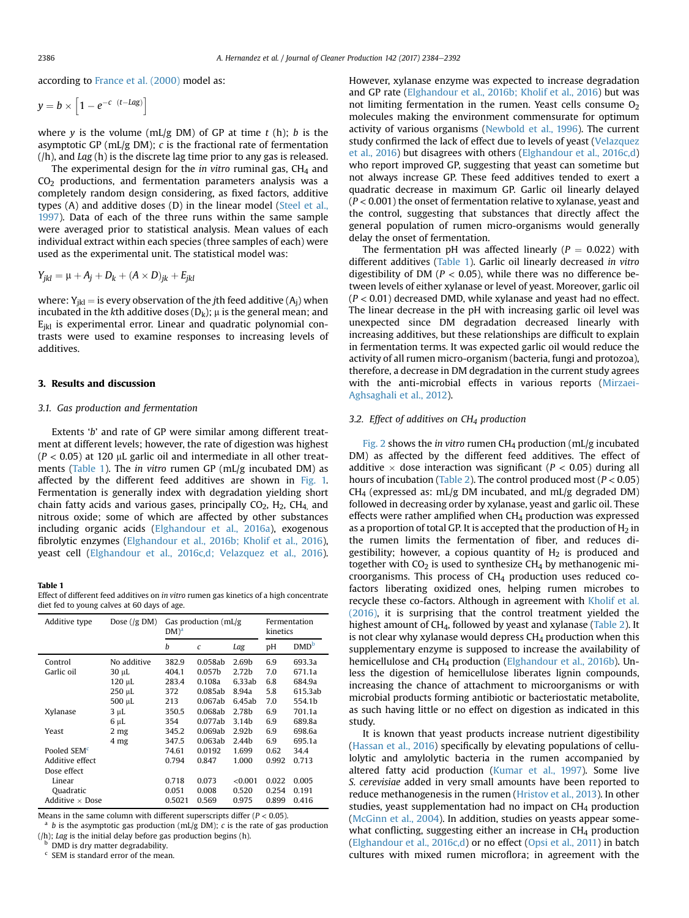according to France et al. (2000) model as:

$$y = b \times \left[1 - e^{-c \ (t - Lag)}\right]$$

where $y$ is the volume (mL/g DM) of GP at time $t$ (h); $b$ is the asymptotic GP (mL/g DM); $c$ is the fractional rate of fermentation (/h), and $Lag$ (h) is the discrete lag time prior to any gas is released.

The experimental design for the *in vitro* ruminal gas, $CH_4$ and $CO_2$ productions, and fermentation parameters analysis was a completely random design considering, as fixed factors, additive types (A) and additive doses (D) in the linear model (Steel et al., 1997). Data of each of the three runs within the same sample were averaged prior to statistical analysis. Mean values of each individual extract within each species (three samples of each) were used as the experimental unit. The statistical model was:

$$Y_{jkl} = \mu + A_j + D_k + (A \times D)_{jk} + E_{jkl}$$

where: $Y_{jkl}$ = is every observation of the $j$th feed additive ($A_j$) when incubated in the $k$th additive doses ($D_k$); $\mu$ is the general mean; and $E_{jkl}$ is experimental error. Linear and quadratic polynomial contrasts were used to examine responses to increasing levels of additives.

## 3. Results and discussion

### 3.1. Gas production and fermentation

Extents '$b$' and rate of GP were similar among different treatment at different levels; however, the rate of digestion was highest ($P < 0.05$) at 120 μL garlic oil and intermediate in all other treatments (Table 1). The *in vitro* rumen GP (mL/g incubated DM) as affected by the different feed additives are shown in Fig. 1. Fermentation is generally index with degradation yielding short chain fatty acids and various gases, principally $CO_2$, $H_2$, $CH_4$, and nitrous oxide; some of which are affected by other substances including organic acids (Elghandour et al., 2016a), exogenous fibrolytic enzymes (Elghandour et al., 2016b; Kholif et al., 2016), yeast cell (Elghandour et al., 2016c,d; Velazquez et al., 2016).

**Table 1**
Effect of different feed additives on *in vitro* rumen gas kinetics of a high concentrate diet fed to young calves at 60 days of age.

| Additive type | Dose (/g DM) | Gas production (mL/g DM)[a] | | | Fermentation kinetics | |
|---|---|---|---|---|---|---|
| | | $b$ | $c$ | $Lag$ | pH | DMD[b] |
| Control | No additive | 382.9 | 0.058ab | 2.69b | 6.9 | 693.3a |
| Garlic oil | 30 μL | 404.1 | 0.057b | 2.72b | 7.0 | 671.1a |
| | 120 μL | 283.4 | 0.108a | 6.33ab | 6.8 | 684.9a |
| | 250 μL | 372 | 0.085ab | 8.94a | 5.8 | 615.3ab |
| | 500 μL | 213 | 0.067ab | 6.45ab | 7.0 | 554.1b |
| Xylanase | 3 μL | 350.5 | 0.068ab | 2.78b | 6.9 | 701.1a |
| | 6 μL | 354 | 0.077ab | 3.14b | 6.9 | 689.8a |
| Yeast | 2 mg | 345.2 | 0.069ab | 2.92b | 6.9 | 698.6a |
| | 4 mg | 347.5 | 0.063ab | 2.44b | 6.9 | 695.1a |
| Pooled SEM[c] | | 74.61 | 0.0192 | 1.699 | 0.62 | 34.4 |
| Additive effect | | 0.794 | 0.847 | 1.000 | 0.992 | 0.713 |
| Dose effect | | | | | | |
| Linear | | 0.718 | 0.073 | <0.001 | 0.022 | 0.005 |
| Quadratic | | 0.051 | 0.008 | 0.520 | 0.254 | 0.191 |
| Additive × Dose | | 0.5021 | 0.569 | 0.975 | 0.899 | 0.416 |

Means in the same column with different superscripts differ ($P < 0.05$).
[a] $b$ is the asymptotic gas production (mL/g DM); $c$ is the rate of gas production (/h); $Lag$ is the initial delay before gas production begins (h).
[b] DMD is dry matter degradability.
[c] SEM is standard error of the mean.

However, xylanase enzyme was expected to increase degradation and GP rate (Elghandour et al., 2016b; Kholif et al., 2016) but was not limiting fermentation in the rumen. Yeast cells consume $O_2$ molecules making the environment commensurate for optimum activity of various organisms (Newbold et al., 1996). The current study confirmed the lack of effect due to levels of yeast (Velazquez et al., 2016) but disagrees with others (Elghandour et al., 2016c,d) who report improved GP, suggesting that yeast can sometime but not always increase GP. These feed additives tended to exert a quadratic decrease in maximum GP. Garlic oil linearly delayed ($P < 0.001$) the onset of fermentation relative to xylanase, yeast and the control, suggesting that substances that directly affect the general population of rumen micro-organisms would generally delay the onset of fermentation.

The fermentation pH was affected linearly ($P = 0.022$) with different additives (Table 1). Garlic oil linearly decreased *in vitro* digestibility of DM ($P < 0.05$), while there was no difference between levels of either xylanase or level of yeast. Moreover, garlic oil ($P < 0.01$) decreased DMD, while xylanase and yeast had no effect. The linear decrease in the pH with increasing garlic oil level was unexpected since DM degradation decreased linearly with increasing additives, but these relationships are difficult to explain in fermentation terms. It was expected garlic oil would reduce the activity of all rumen micro-organism (bacteria, fungi and protozoa), therefore, a decrease in DM degradation in the current study agrees with the anti-microbial effects in various reports (Mirzaei-Aghsaghali et al., 2012).

### 3.2. Effect of additives on $CH_4$ production

Fig. 2 shows the *in vitro* rumen $CH_4$ production (mL/g incubated DM) as affected by the different feed additives. The effect of additive × dose interaction was significant ($P < 0.05$) during all hours of incubation (Table 2). The control produced most ($P < 0.05$) $CH_4$ (expressed as: mL/g DM incubated, and mL/g degraded DM) followed in decreasing order by xylanase, yeast and garlic oil. These effects were rather amplified when $CH_4$ production was expressed as a proportion of total GP. It is accepted that the production of $H_2$ in the rumen limits the fermentation of fiber, and reduces digestibility; however, a copious quantity of $H_2$ is produced and together with $CO_2$ is used to synthesize $CH_4$ by methanogenic microorganisms. This process of $CH_4$ production uses reduced cofactors liberating oxidized ones, helping rumen microbes to recycle these co-factors. Although in agreement with Kholif et al. (2016), it is surprising that the control treatment yielded the highest amount of $CH_4$, followed by yeast and xylanase (Table 2). It is not clear why xylanase would depress $CH_4$ production when this supplementary enzyme is supposed to increase the availability of hemicellulose and $CH_4$ production (Elghandour et al., 2016b). Unless the digestion of hemicellulose liberates lignin compounds, increasing the chance of attachment to microorganisms or with microbial products forming antibiotic or bacteriostatic metabolite, as such having little or no effect on digestion as indicated in this study.

It is known that yeast products increase nutrient digestibility (Hassan et al., 2016) specifically by elevating populations of cellulolytic and amylolytic bacteria in the rumen accompanied by altered fatty acid production (Kumar et al., 1997). Some live *S. cerevisiae* added in very small amounts have been reported to reduce methanogenesis in the rumen (Hristov et al., 2013). In other studies, yeast supplementation had no impact on $CH_4$ production (McGinn et al., 2004). In addition, studies on yeasts appear somewhat conflicting, suggesting either an increase in $CH_4$ production (Elghandour et al., 2016c,d) or no effect (Opsi et al., 2011) in batch cultures with mixed rumen microflora; in agreement with the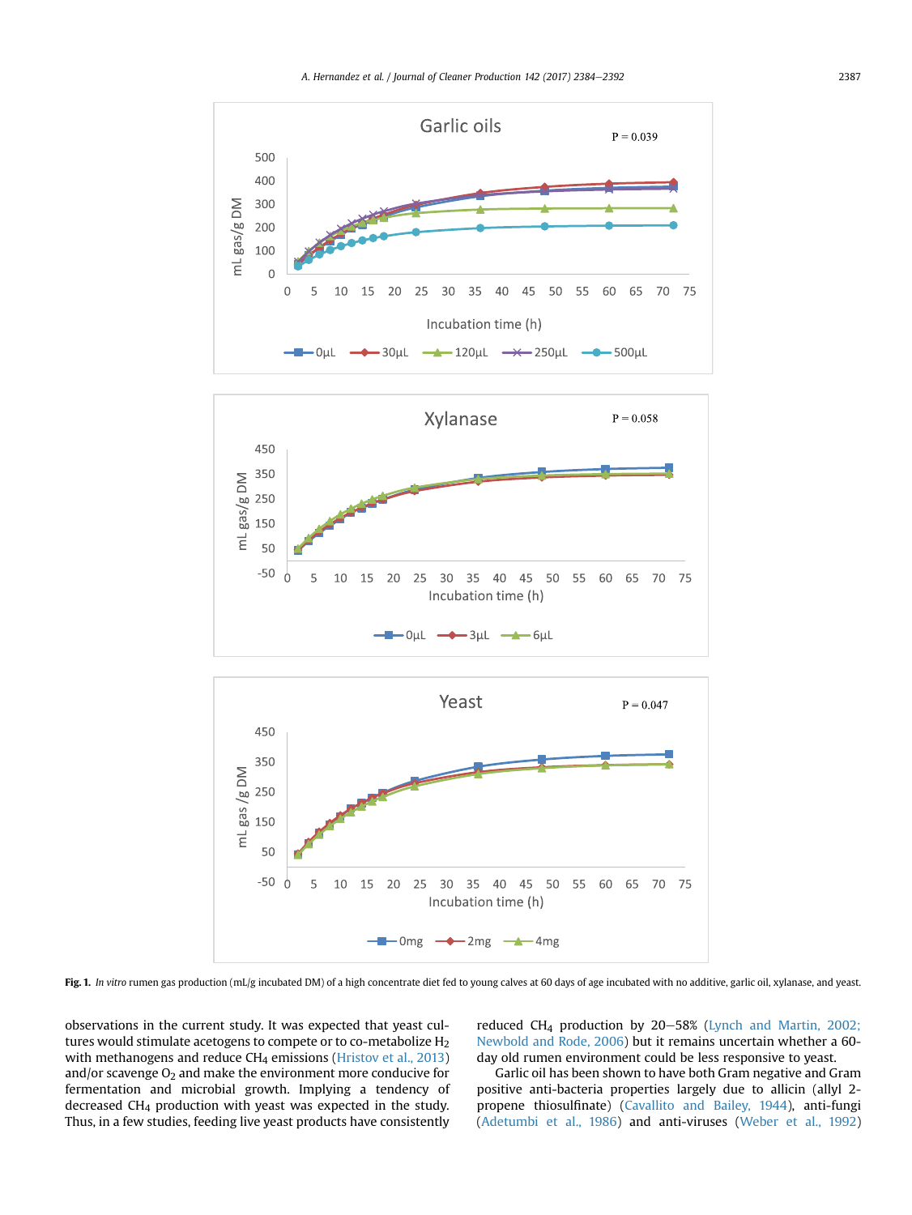**Fig. 1.** *In vitro* rumen gas production (mL/g incubated DM) of a high concentrate diet fed to young calves at 60 days of age incubated with no additive, garlic oil, xylanase, and yeast.

observations in the current study. It was expected that yeast cultures would stimulate acetogens to compete or to co-metabolize $H_2$ with methanogens and reduce $CH_4$ emissions (Hristov et al., 2013) and/or scavenge $O_2$ and make the environment more conducive for fermentation and microbial growth. Implying a tendency of decreased $CH_4$ production with yeast was expected in the study. Thus, in a few studies, feeding live yeast products have consistently reduced $CH_4$ production by 20–58% (Lynch and Martin, 2002; Newbold and Rode, 2006) but it remains uncertain whether a 60-day old rumen environment could be less responsive to yeast.

Garlic oil has been shown to have both Gram negative and Gram positive anti-bacteria properties largely due to allicin (allyl 2-propene thiosulfinate) (Cavallito and Bailey, 1944), anti-fungi (Adetumbi et al., 1986) and anti-viruses (Weber et al., 1992)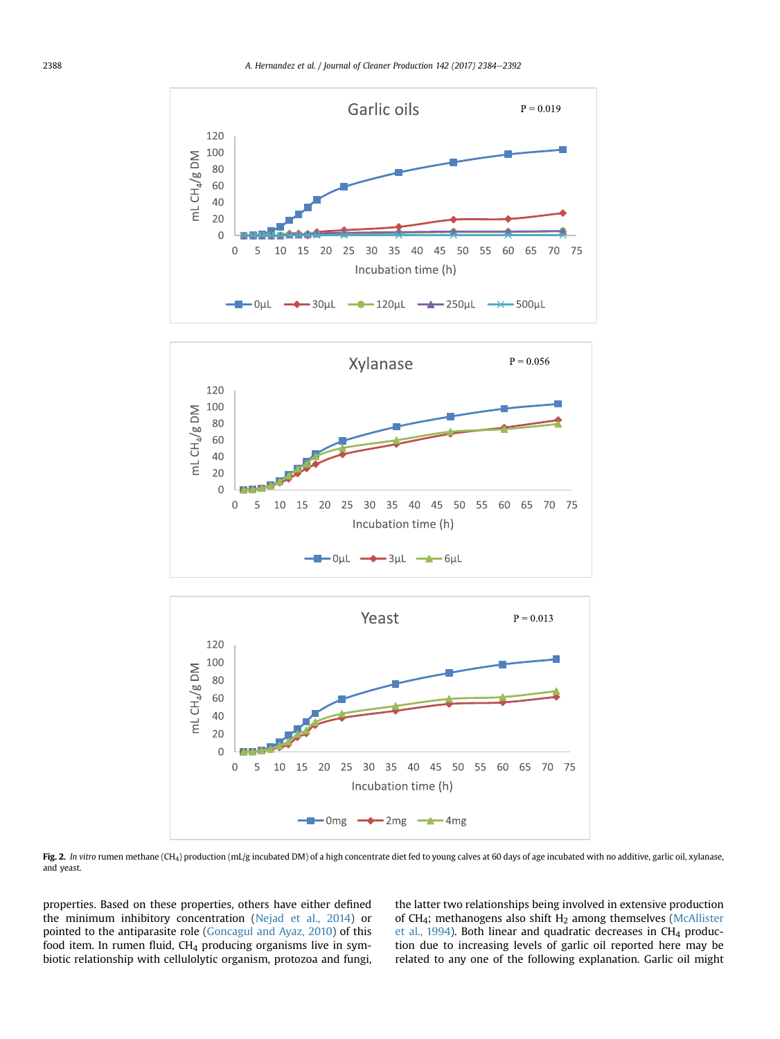**Fig. 2.** *In vitro* rumen methane ($CH_4$) production (mL/g incubated DM) of a high concentrate diet fed to young calves at 60 days of age incubated with no additive, garlic oil, xylanase, and yeast.

properties. Based on these properties, others have either defined the minimum inhibitory concentration (Nejad et al., 2014) or pointed to the antiparasite role (Goncagul and Ayaz, 2010) of this food item. In rumen fluid, $CH_4$ producing organisms live in symbiotic relationship with cellulolytic organism, protozoa and fungi, the latter two relationships being involved in extensive production of $CH_4$; methanogens also shift $H_2$ among themselves (McAllister et al., 1994). Both linear and quadratic decreases in $CH_4$ production due to increasing levels of garlic oil reported here may be related to any one of the following explanation. Garlic oil might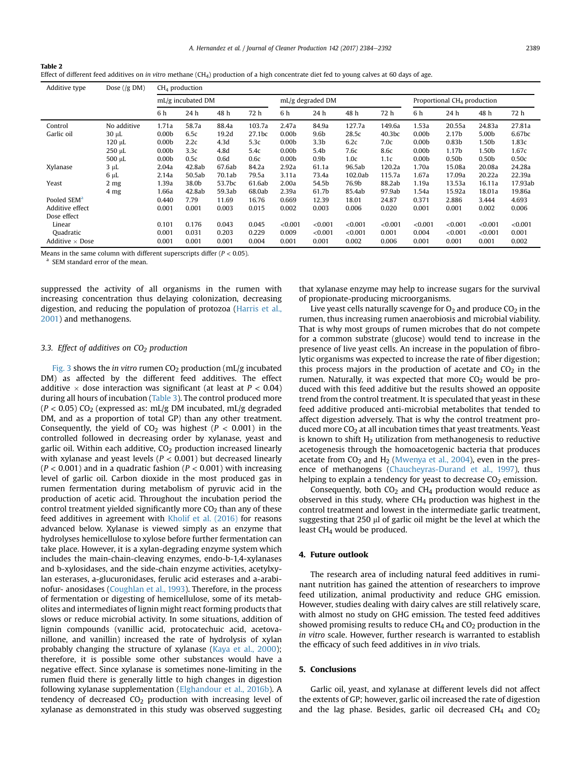**Table 2**
Effect of different feed additives on *in vitro* methane ($CH_4$) production of a high concentrate diet fed to young calves at 60 days of age.

| Additive type | Dose (/g DM) | $CH_4$ production | | | | | | | | | | | |
|---|---|---|---|---|---|---|---|---|---|---|---|---|---|
| | | mL/g incubated DM | | | | mL/g degraded DM | | | | Proportional $CH_4$ production | | | |
| | | 6 h | 24 h | 48 h | 72 h | 6 h | 24 h | 48 h | 72 h | 6 h | 24 h | 48 h | 72 h |
| Control | No additive | 1.71a | 58.7a | 88.4a | 103.7a | 2.47a | 84.9a | 127.7a | 149.6a | 1.53a | 20.55a | 24.83a | 27.81a |
| Garlic oil | 30 μL | 0.00b | 6.5c | 19.2d | 27.1bc | 0.00b | 9.6b | 28.5c | 40.3bc | 0.00b | 2.17b | 5.00b | 6.67bc |
| | 120 μL | 0.00b | 2.2c | 4.3d | 5.3c | 0.00b | 3.3b | 6.2c | 7.0c | 0.00b | 0.83b | 1.50b | 1.83c |
| | 250 μL | 0.00b | 3.3c | 4.8d | 5.4c | 0.00b | 5.4b | 7.6c | 8.6c | 0.00b | 1.17b | 1.50b | 1.67c |
| | 500 μL | 0.00b | 0.5c | 0.6d | 0.6c | 0.00b | 0.9b | 1.0c | 1.1c | 0.00b | 0.50b | 0.50b | 0.50c |
| Xylanase | 3 μL | 2.04a | 42.8ab | 67.6ab | 84.2a | 2.92a | 61.1a | 96.5ab | 120.2a | 1.70a | 15.08a | 20.08a | 24.28a |
| | 6 μL | 2.14a | 50.5ab | 70.1ab | 79.5a | 3.11a | 73.4a | 102.0ab | 115.7a | 1.67a | 17.09a | 20.22a | 22.39a |
| Yeast | 2 mg | 1.39a | 38.0b | 53.7bc | 61.6ab | 2.00a | 54.5b | 76.9b | 88.2ab | 1.19a | 13.53a | 16.11a | 17.93ab |
| | 4 mg | 1.66a | 42.8ab | 59.3ab | 68.0ab | 2.39a | 61.7b | 85.4ab | 97.9ab | 1.54a | 15.92a | 18.01a | 19.86a |
| Pooled SEM[a] | | 0.440 | 7.79 | 11.69 | 16.76 | 0.669 | 12.39 | 18.01 | 24.87 | 0.371 | 2.886 | 3.444 | 4.693 |
| Additive effect | | 0.001 | 0.001 | 0.003 | 0.015 | 0.002 | 0.003 | 0.006 | 0.020 | 0.001 | 0.001 | 0.002 | 0.006 |
| Dose effect | | | | | | | | | | | | | |
| Linear | | 0.101 | 0.176 | 0.043 | 0.045 | <0.001 | <0.001 | <0.001 | <0.001 | <0.001 | <0.001 | <0.001 | <0.001 |
| Quadratic | | 0.001 | 0.031 | 0.203 | 0.229 | 0.009 | <0.001 | <0.001 | 0.001 | 0.004 | <0.001 | <0.001 | 0.001 |
| Additive × Dose | | 0.001 | 0.001 | 0.001 | 0.004 | 0.001 | 0.001 | 0.002 | 0.006 | 0.001 | 0.001 | 0.001 | 0.002 |

Means in the same column with different superscripts differ ($P < 0.05$).
[a] SEM standard error of the mean.

suppressed the activity of all organisms in the rumen with increasing concentration thus delaying colonization, decreasing digestion, and reducing the population of protozoa (Harris et al., 2001) and methanogens.

### 3.3. Effect of additives on $CO_2$ production

Fig. 3 shows the *in vitro* rumen $CO_2$ production (mL/g incubated DM) as affected by the different feed additives. The effect additive × dose interaction was significant (at least at $P < 0.04$) during all hours of incubation (Table 3). The control produced more ($P < 0.05$) $CO_2$ (expressed as: mL/g DM incubated, mL/g degraded DM, and as a proportion of total GP) than any other treatment. Consequently, the yield of $CO_2$ was highest ($P < 0.001$) in the controlled followed in decreasing order by xylanase, yeast and garlic oil. Within each additive, $CO_2$ production increased linearly with xylanase and yeast levels ($P < 0.001$) but decreased linearly ($P < 0.001$) and in a quadratic fashion ($P < 0.001$) with increasing level of garlic oil. Carbon dioxide in the most produced gas in rumen fermentation during metabolism of pyruvic acid in the production of acetic acid. Throughout the incubation period the control treatment yielded significantly more $CO_2$ than any of these feed additives in agreement with Kholif et al. (2016) for reasons advanced below. Xylanase is viewed simply as an enzyme that hydrolyses hemicellulose to xylose before further fermentation can take place. However, it is a xylan-degrading enzyme system which includes the main-chain-cleaving enzymes, endo-b-1,4-xylanases and b-xylosidases, and the side-chain enzyme activities, acetylxylan esterases, a-glucuronidases, ferulic acid esterases and a-arabinofur- anosidases (Coughlan et al., 1993). Therefore, in the process of fermentation or digesting of hemicellulose, some of its metabolites and intermediates of lignin might react forming products that slows or reduce microbial activity. In some situations, addition of lignin compounds (vanillic acid, protocatechuic acid, acetovanillone, and vanillin) increased the rate of hydrolysis of xylan probably changing the structure of xylanase (Kaya et al., 2000); therefore, it is possible some other substances would have a negative effect. Since xylanase is sometimes none-limiting in the rumen fluid there is generally little to high changes in digestion following xylanase supplementation (Elghandour et al., 2016b). A tendency of decreased $CO_2$ production with increasing level of xylanase as demonstrated in this study was observed suggesting that xylanase enzyme may help to increase sugars for the survival of propionate-producing microorganisms.

Live yeast cells naturally scavenge for $O_2$ and produce $CO_2$ in the rumen, thus increasing rumen anaerobiosis and microbial viability. That is why most groups of rumen microbes that do not compete for a common substrate (glucose) would tend to increase in the presence of live yeast cells. An increase in the population of fibrolytic organisms was expected to increase the rate of fiber digestion; this process majors in the production of acetate and $CO_2$ in the rumen. Naturally, it was expected that more $CO_2$ would be produced with this feed additive but the results showed an opposite trend from the control treatment. It is speculated that yeast in these feed additive produced anti-microbial metabolites that tended to affect digestion adversely. That is why the control treatment produced more $CO_2$ at all incubation times that yeast treatments. Yeast is known to shift $H_2$ utilization from methanogenesis to reductive acetogenesis through the homoacetogenic bacteria that produces acetate from $CO_2$ and $H_2$ (Mwenya et al., 2004), even in the presence of methanogens (Chaucheyras-Durand et al., 1997), thus helping to explain a tendency for yeast to decrease $CO_2$ emission.

Consequently, both $CO_2$ and $CH_4$ production would reduce as observed in this study, where $CH_4$ production was highest in the control treatment and lowest in the intermediate garlic treatment, suggesting that 250 μl of garlic oil might be the level at which the least $CH_4$ would be produced.

## 4. Future outlook

The research area of including natural feed additives in ruminant nutrition has gained the attention of researchers to improve feed utilization, animal productivity and reduce GHG emission. However, studies dealing with dairy calves are still relatively scare, with almost no study on GHG emission. The tested feed additives showed promising results to reduce $CH_4$ and $CO_2$ production in the *in vitro* scale. However, further research is warranted to establish the efficacy of such feed additives in *in vivo* trials.

## 5. Conclusions

Garlic oil, yeast, and xylanase at different levels did not affect the extents of GP; however, garlic oil increased the rate of digestion and the lag phase. Besides, garlic oil decreased $CH_4$ and $CO_2$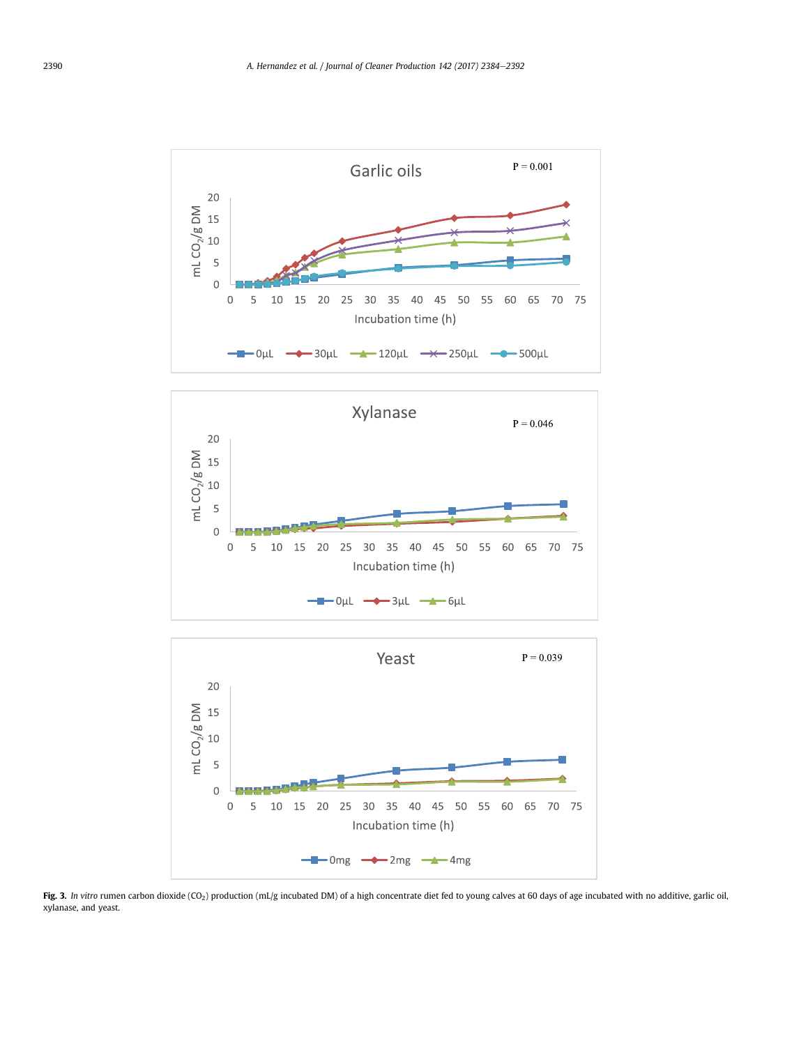**Fig. 3.** *In vitro* rumen carbon dioxide ($CO_2$) production (mL/g incubated DM) of a high concentrate diet fed to young calves at 60 days of age incubated with no additive, garlic oil, xylanase, and yeast.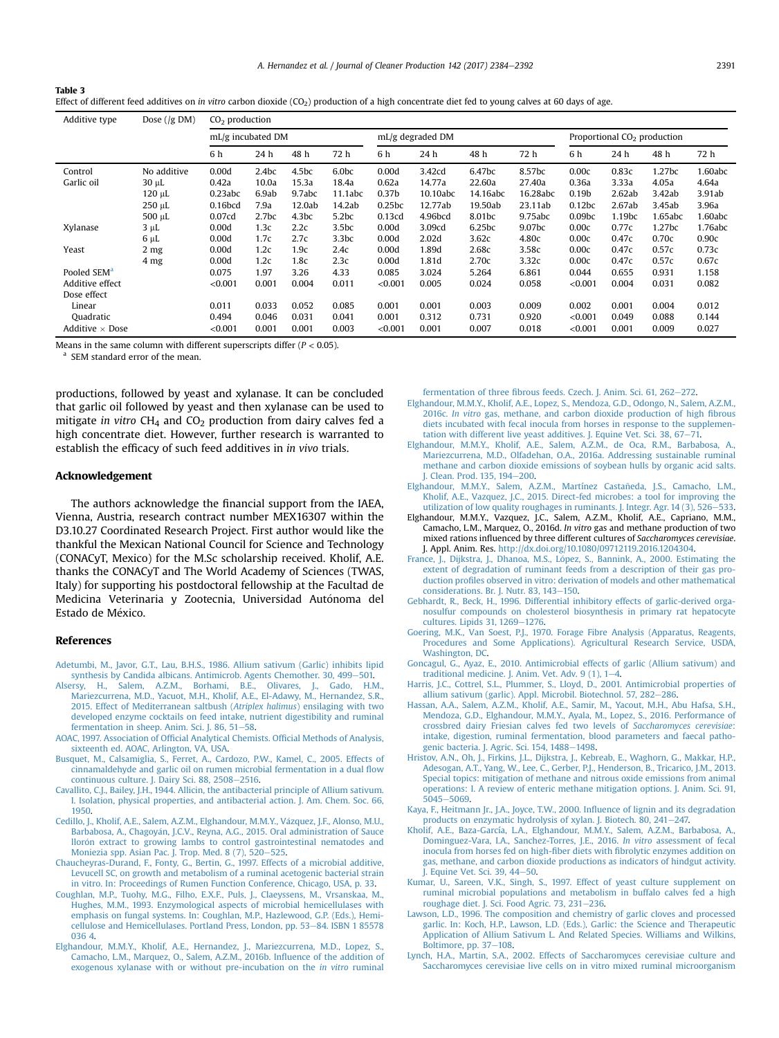**Table 3**
Effect of different feed additives on *in vitro* carbon dioxide ($CO_2$) production of a high concentrate diet fed to young calves at 60 days of age.

| Additive type | Dose (/g DM) | $CO_2$ production | | | | | | | | | | | |
|---|---|---|---|---|---|---|---|---|---|---|---|---|---|
| | | mL/g incubated DM | | | | mL/g degraded DM | | | | Proportional $CO_2$ production | | | |
| | | 6 h | 24 h | 48 h | 72 h | 6 h | 24 h | 48 h | 72 h | 6 h | 24 h | 48 h | 72 h |
| Control | No additive | 0.00d | 2.4bc | 4.5bc | 6.0bc | 0.00d | 3.42cd | 6.47bc | 8.57bc | 0.00c | 0.83c | 1.27bc | 1.60abc |
| Garlic oil | 30 μL | 0.42a | 10.0a | 15.3a | 18.4a | 0.62a | 14.77a | 22.60a | 27.40a | 0.36a | 3.33a | 4.05a | 4.64a |
| | 120 μL | 0.23abc | 6.9ab | 9.7abc | 11.1abc | 0.37b | 10.10abc | 14.16abc | 16.28abc | 0.19b | 2.62ab | 3.42ab | 3.91ab |
| | 250 μL | 0.16bcd | 7.9a | 12.0ab | 14.2ab | 0.25bc | 12.77ab | 19.50ab | 23.11ab | 0.12bc | 2.67ab | 3.45ab | 3.96a |
| | 500 μL | 0.07cd | 2.7bc | 4.3bc | 5.2bc | 0.13cd | 4.96bcd | 8.01bc | 9.75abc | 0.09bc | 1.19bc | 1.65abc | 1.60abc |
| Xylanase | 3 μL | 0.00d | 1.3c | 2.2c | 3.5bc | 0.00d | 3.09cd | 6.25bc | 9.07bc | 0.00c | 0.77c | 1.27bc | 1.76abc |
| | 6 μL | 0.00d | 1.7c | 2.7c | 3.3bc | 0.00d | 2.02d | 3.62c | 4.80c | 0.00c | 0.47c | 0.70c | 0.90c |
| Yeast | 2 mg | 0.00d | 1.2c | 1.9c | 2.4c | 0.00d | 1.89d | 2.68c | 3.58c | 0.00c | 0.47c | 0.57c | 0.73c |
| | 4 mg | 0.00d | 1.2c | 1.8c | 2.3c | 0.00d | 1.81d | 2.70c | 3.32c | 0.00c | 0.47c | 0.57c | 0.67c |
| Pooled SEM[a] | | 0.075 | 1.97 | 3.26 | 4.33 | 0.085 | 3.024 | 5.264 | 6.861 | 0.044 | 0.655 | 0.931 | 1.158 |
| Additive effect | | <0.001 | 0.001 | 0.004 | 0.011 | <0.001 | 0.005 | 0.024 | 0.058 | <0.001 | 0.004 | 0.031 | 0.082 |
| Dose effect | | | | | | | | | | | | | |
| Linear | | 0.011 | 0.033 | 0.052 | 0.085 | 0.001 | 0.001 | 0.003 | 0.009 | 0.002 | 0.001 | 0.004 | 0.012 |
| Quadratic | | 0.494 | 0.046 | 0.031 | 0.041 | 0.001 | 0.312 | 0.731 | 0.920 | <0.001 | 0.049 | 0.088 | 0.144 |
| Additive × Dose | | <0.001 | 0.001 | 0.001 | 0.003 | <0.001 | 0.001 | 0.007 | 0.018 | <0.001 | 0.001 | 0.009 | 0.027 |

Means in the same column with different superscripts differ ($P < 0.05$).
[a] SEM standard error of the mean.

productions, followed by yeast and xylanase. It can be concluded that garlic oil followed by yeast and then xylanase can be used to mitigate *in vitro* $CH_4$ and $CO_2$ production from dairy calves fed a high concentrate diet. However, further research is warranted to establish the efficacy of such feed additives in *in vivo* trials.

## Acknowledgement

The authors acknowledge the financial support from the IAEA, Vienna, Austria, research contract number MEX16307 within the D3.10.27 Coordinated Research Project. First author would like the thankful the Mexican National Council for Science and Technology (CONACyT, Mexico) for the M.Sc scholarship received. Kholif, A.E. thanks the CONACyT and The World Academy of Sciences (TWAS, Italy) for supporting his postdoctoral fellowship at the Facultad de Medicina Veterinaria y Zootecnia, Universidad Autónoma del Estado de México.

## References

Adetumbi, M., Javor, G.T., Lau, B.H.S., 1986. Allium sativum (Garlic) inhibits lipid synthesis by Candida albicans. Antimicrob. Agents Chemother. 30, 499–501.

Alsersy, H., Salem, A.Z.M., Borhami, B.E., Olivares, J., Gado, H.M., Mariezcurrena, M.D., Yacuot, M.H., Kholif, A.E., El-Adawy, M., Hernandez, S.R., 2015. Effect of Mediterranean saltbush (*Atriplex halimus*) ensilaging with two developed enzyme cocktails on feed intake, nutrient digestibility and ruminal fermentation in sheep. Anim. Sci. J. 86, 51–58.

AOAC, 1997. Association of Official Analytical Chemists. Official Methods of Analysis, sixteenth ed. AOAC, Arlington, VA, USA.

Busquet, M., Calsamiglia, S., Ferret, A., Cardozo, P.W., Kamel, C., 2005. Effects of cinnamaldehyde and garlic oil on rumen microbial fermentation in a dual flow continuous culture. J. Dairy Sci. 88, 2508–2516.

Cavallito, C.J., Bailey, J.H., 1944. Allicin, the antibacterial principle of Allium sativum. I. Isolation, physical properties, and antibacterial action. J. Am. Chem. Soc. 66, 1950.

Cedillo, J., Kholif, A.E., Salem, A.Z.M., Elghandour, M.M.Y., Vázquez, J.F., Alonso, M.U., Barbabosa, A., Chagoyán, J.C.V., Reyna, A.G., 2015. Oral administration of Sauce llorón extract to growing lambs to control gastrointestinal nematodes and Moniezia spp. Asian Pac. J. Trop. Med. 8 (7), 520–525.

Chaucheyras-Durand, F., Fonty, G., Bertin, G., 1997. Effects of a microbial additive, Levucell SC, on growth and metabolism of a ruminal acetogenic bacterial strain in vitro. In: Proceedings of Rumen Function Conference, Chicago, USA, p. 33.

Coughlan, M.P., Tuohy, M.G., Filho, E.X.F., Puls, J., Claeyssens, M., Vrsanskaa, M., Hughes, M.M., 1993. Enzymological aspects of microbial hemicellulases with emphasis on fungal systems. In: Coughlan, M.P., Hazlewood, G.P. (Eds.), Hemicellulose and Hemicellulases. Portland Press, London, pp. 53–84. ISBN 1 85578 036 4.

Elghandour, M.M.Y., Kholif, A.E., Hernandez, J., Mariezcurrena, M.D., Lopez, S., Camacho, L.M., Marquez, O., Salem, A.Z.M., 2016b. Influence of the addition of exogenous xylanase with or without pre-incubation on the *in vitro* ruminal fermentation of three fibrous feeds. Czech. J. Anim. Sci. 61, 262–272.

Elghandour, M.M.Y., Kholif, A.E., Lopez, S., Mendoza, G.D., Odongo, N., Salem, A.Z.M., 2016c. *In vitro* gas, methane, and carbon dioxide production of high fibrous diets incubated with fecal inocula from horses in response to the supplementation with different live yeast additives. J. Equine Vet. Sci. 38, 67–71.

Elghandour, M.M.Y., Kholif, A.E., Salem, A.Z.M., de Oca, R.M., Barbabosa, A., Mariezcurrena, M.D., Olfadehan, O.A., 2016a. Addressing sustainable ruminal methane and carbon dioxide emissions of soybean hulls by organic acid salts. J. Clean. Prod. 135, 194–200.

Elghandour, M.M.Y., Salem, A.Z.M., Martínez Castañeda, J.S., Camacho, L.M., Kholif, A.E., Vazquez, J.C., 2015. Direct-fed microbes: a tool for improving the utilization of low quality roughages in ruminants. J. Integr. Agr. 14 (3), 526–533.

Elghandour, M.M.Y., Vazquez, J.C., Salem, A.Z.M., Kholif, A.E., Capriano, M.M., Camacho, L.M., Marquez, O., 2016d. *In vitro* gas and methane production of two mixed rations influenced by three different cultures of *Saccharomyces cerevisiae*. J. Appl. Anim. Res. http://dx.doi.org/10.1080/09712119.2016.1204304.

France, J., Dijkstra, J., Dhanoa, M.S., López, S., Bannink, A., 2000. Estimating the extent of degradation of ruminant feeds from a description of their gas production profiles observed in vitro: derivation of models and other mathematical considerations. Br. J. Nutr. 83, 143–150.

Gebhardt, R., Beck, H., 1996. Differential inhibitory effects of garlic-derived organosulfur compounds on cholesterol biosynthesis in primary rat hepatocyte cultures. Lipids 31, 1269–1276.

Goering, M.K., Van Soest, P.J., 1970. Forage Fibre Analysis (Apparatus, Reagents, Procedures and Some Applications). Agricultural Research Service, USDA, Washington, DC.

Goncagul, G., Ayaz, E., 2010. Antimicrobial effects of garlic (Allium sativum) and traditional medicine. J. Anim. Vet. Adv. 9 (1), 1–4.

Harris, J.C., Cottrel, S.L., Plummer, S., Lloyd, D., 2001. Antimicrobial properties of allium sativum (garlic). Appl. Microbil. Biotechnol. 57, 282–286.

Hassan, A.A., Salem, A.Z.M., Kholif, A.E., Samir, M., Yacout, M.H., Abu Hafsa, S.H., Mendoza, G.D., Elghandour, M.M.Y., Ayala, M., Lopez, S., 2016. Performance of crossbred dairy Friesian calves fed two levels of *Saccharomyces cerevisiae*: intake, digestion, ruminal fermentation, blood parameters and faecal pathogenic bacteria. J. Agric. Sci. 154, 1488–1498.

Hristov, A.N., Oh, J., Firkins, J.L., Dijkstra, J., Kebreab, E., Waghorn, G., Makkar, H.P., Adesogan, A.T., Yang, W., Lee, C., Gerber, P.J., Henderson, B., Tricarico, J.M., 2013. Special topics: mitigation of methane and nitrous oxide emissions from animal operations: I. A review of enteric methane mitigation options. J. Anim. Sci. 91, 5045–5069.

Kaya, F., Heitmann Jr., J.A., Joyce, T.W., 2000. Influence of lignin and its degradation products on enzymatic hydrolysis of xylan. J. Biotech. 80, 241–247.

Kholif, A.E., Baza-García, L.A., Elghandour, M.M.Y., Salem, A.Z.M., Barbabosa, A., Dominguez-Vara, I.A., Sanchez-Torres, J.E., 2016. *In vitro* assessment of fecal inocula from horses fed on high-fiber diets with fibrolytic enzymes addition on gas, methane, and carbon dioxide productions as indicators of hindgut activity. J. Equine Vet. Sci. 39, 44–50.

Kumar, U., Sareen, V.K., Singh, S., 1997. Effect of yeast culture supplement on ruminal microbial populations and metabolism in buffalo calves fed a high roughage diet. J. Sci. Food Agric. 73, 231–236.

Lawson, L.D., 1996. The composition and chemistry of garlic cloves and processed garlic. In: Koch, H.P., Lawson, L.D. (Eds.), Garlic: the Science and Therapeutic Application of Allium Sativum L. And Related Species. Williams and Wilkins, Boltimore, pp. 37–108.

Lynch, H.A., Martin, S.A., 2002. Effects of Saccharomyces cerevisiae culture and Saccharomyces cerevisiae live cells on in vitro mixed ruminal microorganism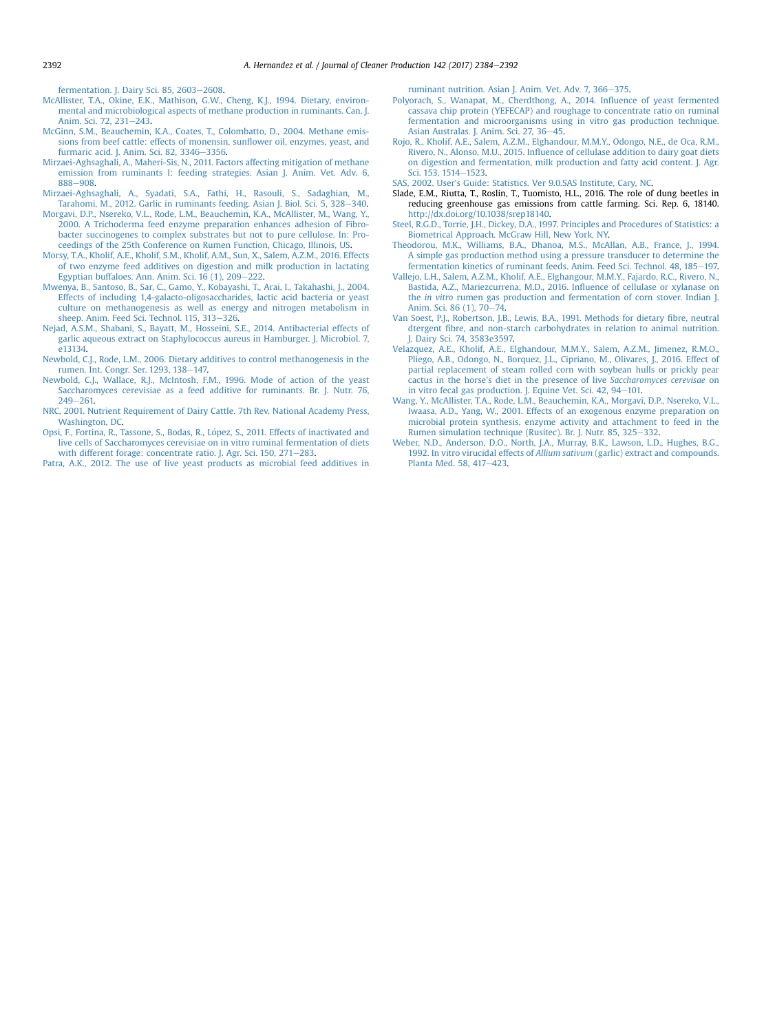fermentation. J. Dairy Sci. 85, 2603–2608.

McAllister, T.A., Okine, E.K., Mathison, G.W., Cheng, K.J., 1994. Dietary, environmental and microbiological aspects of methane production in ruminants. Can. J. Anim. Sci. 72, 231–243.

McGinn, S.M., Beauchemin, K.A., Coates, T., Colombatto, D., 2004. Methane emissions from beef cattle: effects of monensin, sunflower oil, enzymes, yeast, and furmaric acid. J. Anim. Sci. 82, 3346–3356.

Mirzaei-Aghsaghali, A., Maheri-Sis, N., 2011. Factors affecting mitigation of methane emission from ruminants I: feeding strategies. Asian J. Anim. Vet. Adv. 6, 888–908.

Mirzaei-Aghsaghali, A., Syadati, S.A., Fathi, H., Rasouli, S., Sadaghian, M., Tarahomi, M., 2012. Garlic in ruminants feeding. Asian J. Biol. Sci. 5, 328–340.

Morgavi, D.P., Nsereko, V.L., Rode, L.M., Beauchemin, K.A., McAllister, M., Wang, Y., 2000. A Trichoderma feed enzyme preparation enhances adhesion of Fibrobacter succinogenes to complex substrates but not to pure cellulose. In: Proceedings of the 25th Conference on Rumen Function, Chicago, Illinois, US.

Morsy, T.A., Kholif, A.E., Kholif, S.M., Kholif, A.M., Sun, X., Salem, A.Z.M., 2016. Effects of two enzyme feed additives on digestion and milk production in lactating Egyptian buffaloes. Ann. Anim. Sci. 16 (1), 209–222.

Mwenya, B., Santoso, B., Sar, C., Gamo, Y., Kobayashi, T., Arai, I., Takahashi, J., 2004. Effects of including 1,4-galacto-oligosaccharides, lactic acid bacteria or yeast culture on methanogenesis as well as energy and nitrogen metabolism in sheep. Anim. Feed Sci. Technol. 115, 313–326.

Nejad, A.S.M., Shabani, S., Bayatt, M., Hosseini, S.E., 2014. Antibacterial effects of garlic aqueous extract on Staphylococcus aureus in Hamburger. J. Microbiol. 7, e13134.

Newbold, C.J., Rode, L.M., 2006. Dietary additives to control methanogenesis in the rumen. Int. Congr. Ser. 1293, 138–147.

Newbold, C.J., Wallace, R.J., McIntosh, F.M., 1996. Mode of action of the yeast Saccharomyces cerevisiae as a feed additive for ruminants. Br. J. Nutr. 76, 249–261.

NRC, 2001. Nutrient Requirement of Dairy Cattle. 7th Rev. National Academy Press, Washington, DC.

Opsi, F., Fortina, R., Tassone, S., Bodas, R., López, S., 2011. Effects of inactivated and live cells of Saccharomyces cerevisiae on in vitro ruminal fermentation of diets with different forage: concentrate ratio. J. Agr. Sci. 150, 271–283.

Patra, A.K., 2012. The use of live yeast products as microbial feed additives in ruminant nutrition. Asian J. Anim. Vet. Adv. 7, 366–375.

Polyorach, S., Wanapat, M., Cherdthong, A., 2014. Influence of yeast fermented cassava chip protein (YEFECAP) and roughage to concentrate ratio on ruminal fermentation and microorganisms using in vitro gas production technique. Asian Australas. J. Anim. Sci. 27, 36–45.

Rojo, R., Kholif, A.E., Salem, A.Z.M., Elghandour, M.M.Y., Odongo, N.E., de Oca, R.M., Rivero, N., Alonso, M.U., 2015. Influence of cellulase addition to dairy goat diets on digestion and fermentation, milk production and fatty acid content. J. Agr. Sci. 153, 1514–1523.

SAS, 2002. User's Guide: Statistics. Ver 9.0.SAS Institute, Cary, NC.

Slade, E.M., Riutta, T., Roslin, T., Tuomisto, H.L., 2016. The role of dung beetles in reducing greenhouse gas emissions from cattle farming. Sci. Rep. 6, 18140. http://dx.doi.org/10.1038/srep18140.

Steel, R.G.D., Torrie, J.H., Dickey, D.A., 1997. Principles and Procedures of Statistics: a Biometrical Approach. McGraw Hill, New York, NY.

Theodorou, M.K., Williams, B.A., Dhanoa, M.S., McAllan, A.B., France, J., 1994. A simple gas production method using a pressure transducer to determine the fermentation kinetics of ruminant feeds. Anim. Feed Sci. Technol. 48, 185–197.

Vallejo, L.H., Salem, A.Z.M., Kholif, A.E., Elghangour, M.M.Y., Fajardo, R.C., Rivero, N., Bastida, A.Z., Mariezcurrena, M.D., 2016. Influence of cellulase or xylanase on the *in vitro* rumen gas production and fermentation of corn stover. Indian J. Anim. Sci. 86 (1), 70–74.

Van Soest, P.J., Robertson, J.B., Lewis, B.A., 1991. Methods for dietary fibre, neutral dtergent fibre, and non-starch carbohydrates in relation to animal nutrition. J. Dairy Sci. 74, 3583e3597.

Velazquez, A.E., Kholif, A.E., Elghandour, M.M.Y., Salem, A.Z.M., Jimenez, R.M.O., Pliego, A.B., Odongo, N., Borquez, J.L., Cipriano, M., Olivares, J., 2016. Effect of partial replacement of steam rolled corn with soybean hulls or prickly pear cactus in the horse's diet in the presence of live *Saccharomyces cerevisae* on in vitro fecal gas production. J. Equine Vet. Sci. 42, 94–101.

Wang, Y., McAllister, T.A., Rode, L.M., Beauchemin, K.A., Morgavi, D.P., Nsereko, V.L., Iwaasa, A.D., Yang, W., 2001. Effects of an exogenous enzyme preparation on microbial protein synthesis, enzyme activity and attachment to feed in the Rumen simulation technique (Rusitec). Br. J. Nutr. 85, 325–332.

Weber, N.D., Anderson, D.O., North, J.A., Murray, B.K., Lawson, L.D., Hughes, B.G., 1992. In vitro virucidal effects of *Allium sativum* (garlic) extract and compounds. Planta Med. 58, 417–423.